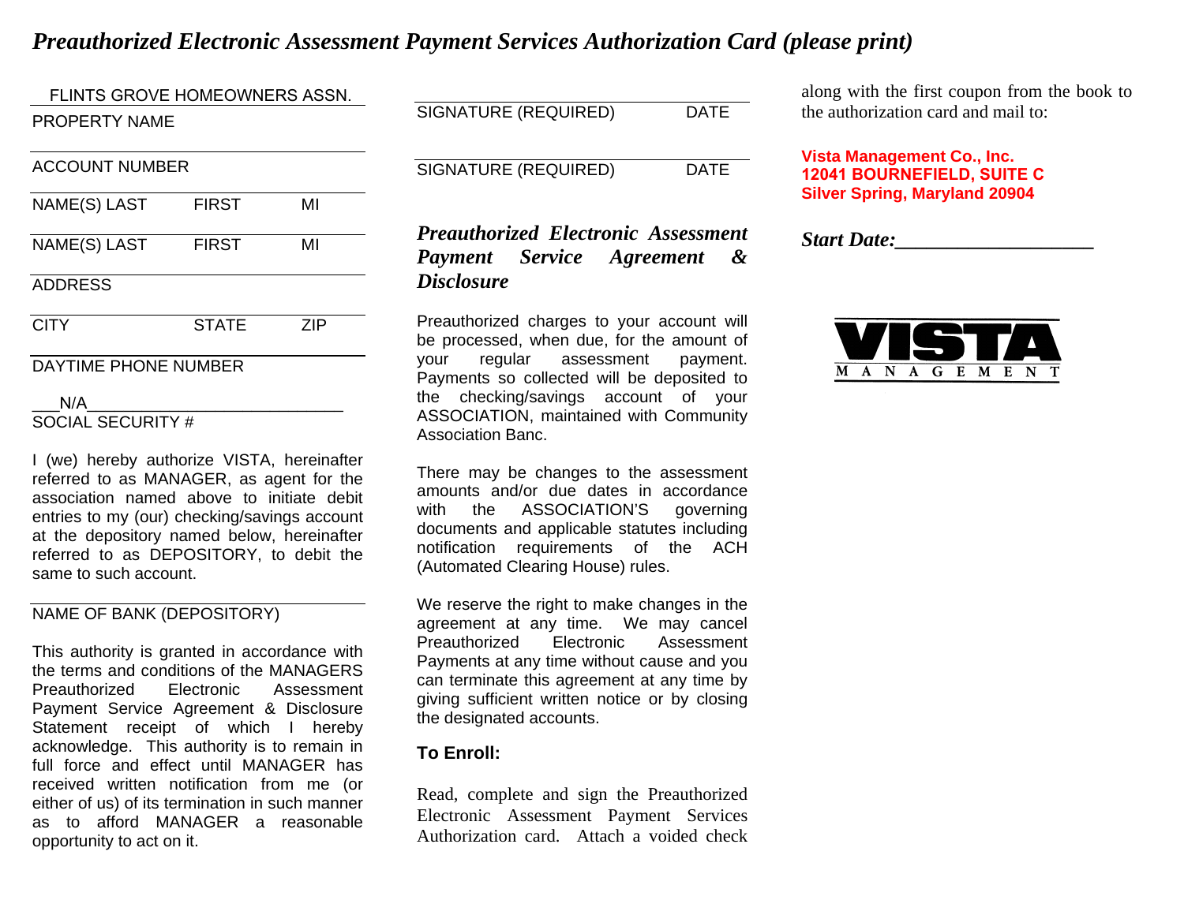# *Preauthorized Electronic Assessment Payment Services Authorization Card (please print)*

FLINTS GROVE HOMEOWNERS ASSN.
PROPERTY NAME

ACCOUNT NUMBER

NAME(S) LAST FIRST MI

NAME(S) LAST FIRST MI

ADDRESS

CITY STATE ZIP

DAYTIME PHONE NUMBER

___N/A___________________________
SOCIAL SECURITY #

I (we) hereby authorize VISTA, hereinafter referred to as MANAGER, as agent for the association named above to initiate debit entries to my (our) checking/savings account at the depository named below, hereinafter referred to as DEPOSITORY, to debit the same to such account.

NAME OF BANK (DEPOSITORY)

This authority is granted in accordance with the terms and conditions of the MANAGERS Preauthorized Electronic Assessment Payment Service Agreement & Disclosure Statement receipt of which I hereby acknowledge. This authority is to remain in full force and effect until MANAGER has received written notification from me (or either of us) of its termination in such manner as to afford MANAGER a reasonable opportunity to act on it.

SIGNATURE (REQUIRED) DATE

SIGNATURE (REQUIRED) DATE

## *Preauthorized Electronic Assessment Payment Service Agreement & Disclosure*

Preauthorized charges to your account will be processed, when due, for the amount of your regular assessment payment. Payments so collected will be deposited to the checking/savings account of your ASSOCIATION, maintained with Community Association Banc.

There may be changes to the assessment amounts and/or due dates in accordance with the ASSOCIATION'S governing documents and applicable statutes including notification requirements of the ACH (Automated Clearing House) rules.

We reserve the right to make changes in the agreement at any time. We may cancel Preauthorized Electronic Assessment Payments at any time without cause and you can terminate this agreement at any time by giving sufficient written notice or by closing the designated accounts.

**To Enroll:**

Read, complete and sign the Preauthorized Electronic Assessment Payment Services Authorization card. Attach a voided check along with the first coupon from the book to the authorization card and mail to:

**Vista Management Co., Inc.**
**12041 BOURNEFIELD, SUITE C**
**Silver Spring, Maryland 20904**

***Start Date:___________________***

VISTA MANAGEMENT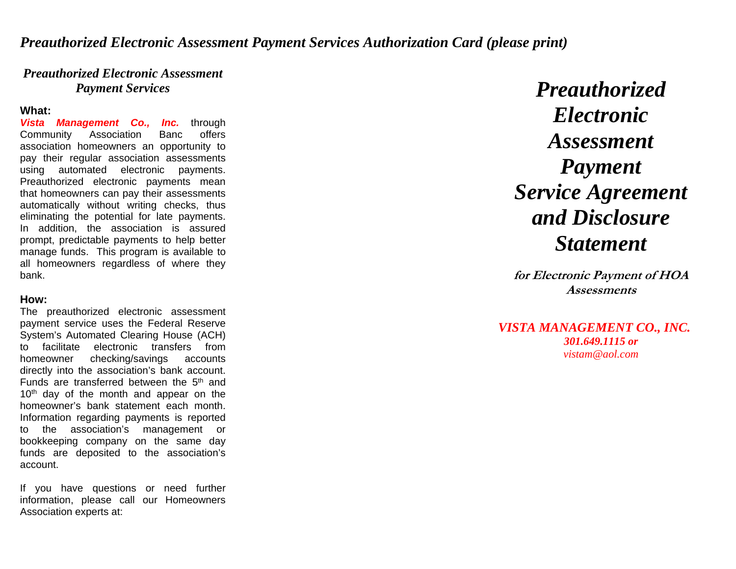*Preauthorized Electronic Assessment Payment Services Authorization Card (please print)*

## *Preauthorized Electronic Assessment Payment Services*

**What:**
***Vista Management Co., Inc.*** through Community Association Banc offers association homeowners an opportunity to pay their regular association assessments using automated electronic payments. Preauthorized electronic payments mean that homeowners can pay their assessments automatically without writing checks, thus eliminating the potential for late payments. In addition, the association is assured prompt, predictable payments to help better manage funds. This program is available to all homeowners regardless of where they bank.

**How:**
The preauthorized electronic assessment payment service uses the Federal Reserve System's Automated Clearing House (ACH) to facilitate electronic transfers from homeowner checking/savings accounts directly into the association's bank account. Funds are transferred between the 5th and 10th day of the month and appear on the homeowner's bank statement each month. Information regarding payments is reported to the association's management or bookkeeping company on the same day funds are deposited to the association's account.

If you have questions or need further information, please call our Homeowners Association experts at:

# *Preauthorized Electronic Assessment Payment Service Agreement and Disclosure Statement*

*for Electronic Payment of HOA Assessments*

***VISTA MANAGEMENT CO., INC.***
***301.649.1115 or***
*vistam@aol.com*